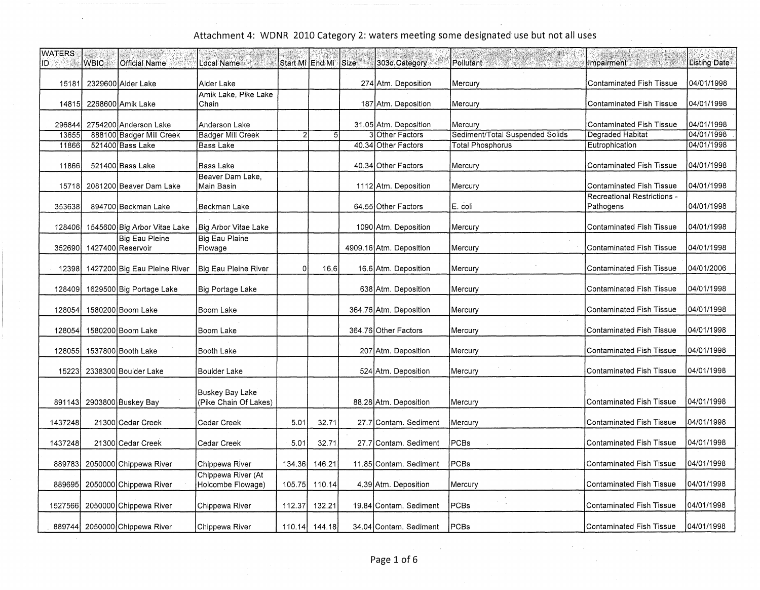# Attachment 4: WDNR 2010 Category 2: waters meeting some designated use but not all uses

| WATERS ID | WBIC | Official Name | Local Name | Start Mi | End Mi | Size | 303d Category | Pollutant | Impairment | Listing Date |
|---|---|---|---|---|---|---|---|---|---|---|
| 15181 | 2329600 | Alder Lake | Alder Lake | | | 274 | Atm. Deposition | Mercury | Contaminated Fish Tissue | 04/01/1998 |
| 14815 | 2268600 | Amik Lake | Amik Lake, Pike Lake Chain | | | 187 | Atm. Deposition | Mercury | Contaminated Fish Tissue | 04/01/1998 |
| 296844 | 2754200 | Anderson Lake | Anderson Lake | | | 31.05 | Atm. Deposition | Mercury | Contaminated Fish Tissue | 04/01/1998 |
| 13655 | 888100 | Badger Mill Creek | Badger Mill Creek | 2 | 5 | 3 | Other Factors | Sediment/Total Suspended Solids | Degraded Habitat | 04/01/1998 |
| 11866 | 521400 | Bass Lake | Bass Lake | | | 40.34 | Other Factors | Total Phosphorus | Eutrophication | 04/01/1998 |
| 11866 | 521400 | Bass Lake | Bass Lake | | | 40.34 | Other Factors | Mercury | Contaminated Fish Tissue | 04/01/1998 |
| 15718 | 2081200 | Beaver Dam Lake | Beaver Dam Lake, Main Basin | | | 1112 | Atm. Deposition | Mercury | Contaminated Fish Tissue | 04/01/1998 |
| 353638 | 894700 | Beckman Lake | Beckman Lake | | | 64.55 | Other Factors | E. coli | Recreational Restrictions - Pathogens | 04/01/1998 |
| 128406 | 1545600 | Big Arbor Vitae Lake | Big Arbor Vitae Lake | | | 1090 | Atm. Deposition | Mercury | Contaminated Fish Tissue | 04/01/1998 |
| 352690 | 1427400 | Big Eau Pleine Reservoir | Big Eau Plaine Flowage | | | 4909.16 | Atm. Deposition | Mercury | Contaminated Fish Tissue | 04/01/1998 |
| 12398 | 1427200 | Big Eau Pleine River | Big Eau Pleine River | 0 | 16.6 | 16.6 | Atm. Deposition | Mercury | Contaminated Fish Tissue | 04/01/2006 |
| 128409 | 1629500 | Big Portage Lake | Big Portage Lake | | | 638 | Atm. Deposition | Mercury | Contaminated Fish Tissue | 04/01/1998 |
| 128054 | 1580200 | Boom Lake | Boom Lake | | | 364.76 | Atm. Deposition | Mercury | Contaminated Fish Tissue | 04/01/1998 |
| 128054 | 1580200 | Boom Lake | Boom Lake | | | 364.76 | Other Factors | Mercury | Contaminated Fish Tissue | 04/01/1998 |
| 128055 | 1537800 | Booth Lake | Booth Lake | | | 207 | Atm. Deposition | Mercury | Contaminated Fish Tissue | 04/01/1998 |
| 15223 | 2338300 | Boulder Lake | Boulder Lake | | | 524 | Atm. Deposition | Mercury | Contaminated Fish Tissue | 04/01/1998 |
| 891143 | 2903800 | Buskey Bay | Buskey Bay Lake (Pike Chain Of Lakes) | | | 88.28 | Atm. Deposition | Mercury | Contaminated Fish Tissue | 04/01/1998 |
| 1437248 | 21300 | Cedar Creek | Cedar Creek | 5.01 | 32.71 | 27.7 | Contam. Sediment | Mercury | Contaminated Fish Tissue | 04/01/1998 |
| 1437248 | 21300 | Cedar Creek | Cedar Creek | 5.01 | 32.71 | 27.7 | Contam. Sediment | PCBs | Contaminated Fish Tissue | 04/01/1998 |
| 889783 | 2050000 | Chippewa River | Chippewa River | 134.36 | 146.21 | 11.85 | Contam. Sediment | PCBs | Contaminated Fish Tissue | 04/01/1998 |
| 889695 | 2050000 | Chippewa River | Chippewa River (At Holcombe Flowage) | 105.75 | 110.14 | 4.39 | Atm. Deposition | Mercury | Contaminated Fish Tissue | 04/01/1998 |
| 1527566 | 2050000 | Chippewa River | Chippewa River | 112.37 | 132.21 | 19.84 | Contam. Sediment | PCBs | Contaminated Fish Tissue | 04/01/1998 |
| 889744 | 2050000 | Chippewa River | Chippewa River | 110.14 | 144.18 | 34.04 | Contam. Sediment | PCBs | Contaminated Fish Tissue | 04/01/1998 |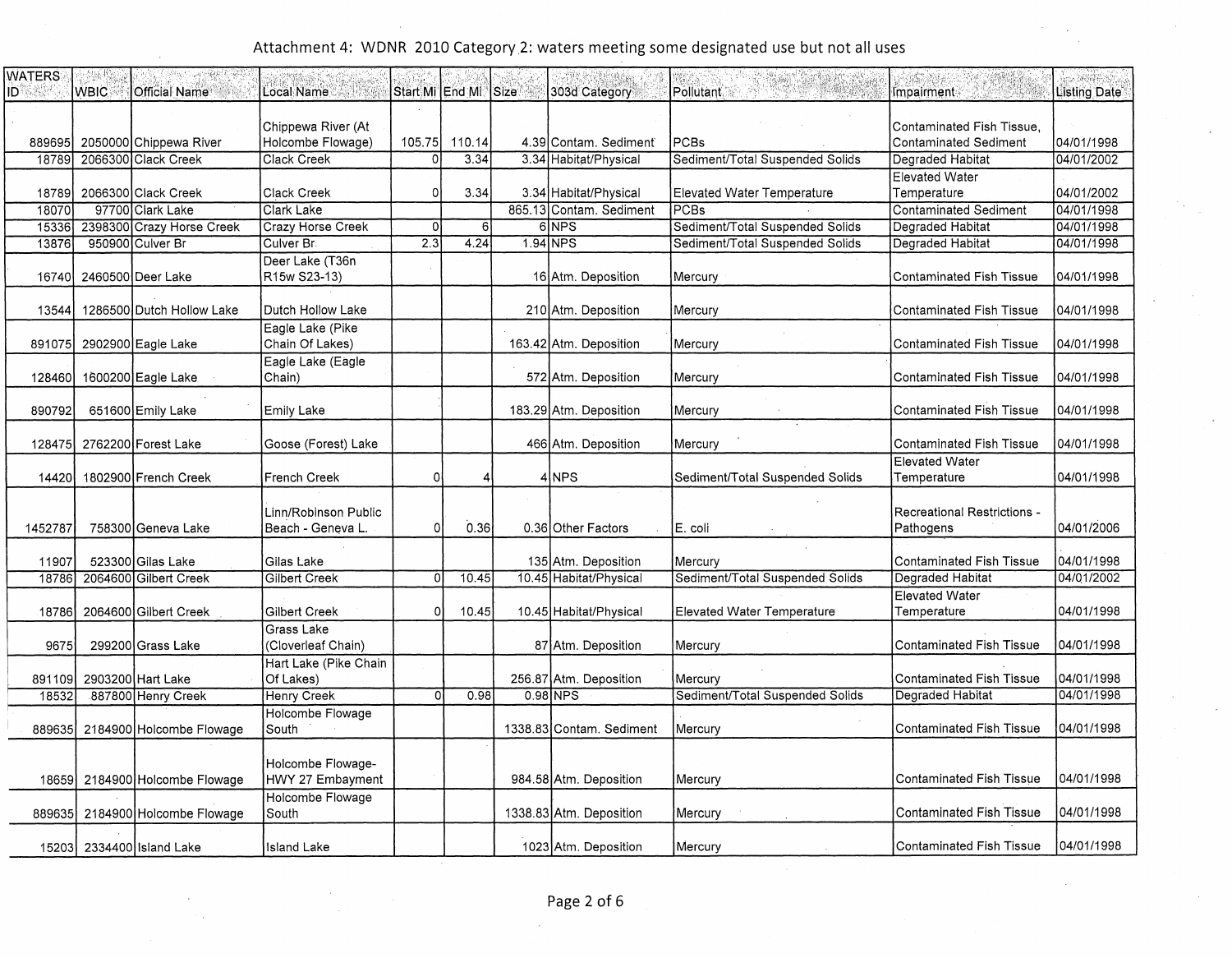Attachment 4: WDNR 2010 Category 2: waters meeting some designated use but not all uses

| WATERS ID | WBIC | Official Name | Local Name | Start Mi | End Mi | Size | 303d Category | Pollutant | Impairment | Listing Date |
|---|---|---|---|---|---|---|---|---|---|---|
| 889695 | 2050000 | Chippewa River | Chippewa River (At Holcombe Flowage) | 105.75 | 110.14 | 4.39 | Contam. Sediment | PCBs | Contaminated Fish Tissue, Contaminated Sediment | 04/01/1998 |
| 18789 | 2066300 | Clack Creek | Clack Creek | 0 | 3.34 | 3.34 | Habitat/Physical | Sediment/Total Suspended Solids | Degraded Habitat | 04/01/2002 |
| 18789 | 2066300 | Clack Creek | Clack Creek | 0 | 3.34 | 3.34 | Habitat/Physical | Elevated Water Temperature | Elevated Water Temperature | 04/01/2002 |
| 18070 | 97700 | Clark Lake | Clark Lake | | | 865.13 | Contam. Sediment | PCBs | Contaminated Sediment | 04/01/1998 |
| 15336 | 2398300 | Crazy Horse Creek | Crazy Horse Creek | 0 | 6 | 6 | NPS | Sediment/Total Suspended Solids | Degraded Habitat | 04/01/1998 |
| 13876 | 950900 | Culver Br | Culver Br | 2.3 | 4.24 | 1.94 | NPS | Sediment/Total Suspended Solids | Degraded Habitat | 04/01/1998 |
| 16740 | 2460500 | Deer Lake | Deer Lake (T36n R15w S23-13) | | | 16 | Atm. Deposition | Mercury | Contaminated Fish Tissue | 04/01/1998 |
| 13544 | 1286500 | Dutch Hollow Lake | Dutch Hollow Lake | | | 210 | Atm. Deposition | Mercury | Contaminated Fish Tissue | 04/01/1998 |
| 891075 | 2902900 | Eagle Lake | Eagle Lake (Pike Chain Of Lakes) | | | 163.42 | Atm. Deposition | Mercury | Contaminated Fish Tissue | 04/01/1998 |
| 128460 | 1600200 | Eagle Lake | Eagle Lake (Eagle Chain) | | | 572 | Atm. Deposition | Mercury | Contaminated Fish Tissue | 04/01/1998 |
| 890792 | 651600 | Emily Lake | Emily Lake | | | 183.29 | Atm. Deposition | Mercury | Contaminated Fish Tissue | 04/01/1998 |
| 128475 | 2762200 | Forest Lake | Goose (Forest) Lake | | | 466 | Atm. Deposition | Mercury | Contaminated Fish Tissue | 04/01/1998 |
| 14420 | 1802900 | French Creek | French Creek | 0 | 4 | 4 | NPS | Sediment/Total Suspended Solids | Elevated Water Temperature | 04/01/1998 |
| 1452787 | 758300 | Geneva Lake | Linn/Robinson Public Beach - Geneva L. | 0 | 0.36 | 0.36 | Other Factors | E. coli | Recreational Restrictions - Pathogens | 04/01/2006 |
| 11907 | 523300 | Gilas Lake | Gilas Lake | | | 135 | Atm. Deposition | Mercury | Contaminated Fish Tissue | 04/01/1998 |
| 18786 | 2064600 | Gilbert Creek | Gilbert Creek | 0 | 10.45 | 10.45 | Habitat/Physical | Sediment/Total Suspended Solids | Degraded Habitat | 04/01/2002 |
| 18786 | 2064600 | Gilbert Creek | Gilbert Creek | 0 | 10.45 | 10.45 | Habitat/Physical | Elevated Water Temperature | Elevated Water Temperature | 04/01/1998 |
| 9675 | 299200 | Grass Lake | Grass Lake (Cloverleaf Chain) | | | 87 | Atm. Deposition | Mercury | Contaminated Fish Tissue | 04/01/1998 |
| 891109 | 2903200 | Hart Lake | Hart Lake (Pike Chain Of Lakes) | | | 256.87 | Atm. Deposition | Mercury | Contaminated Fish Tissue | 04/01/1998 |
| 18532 | 887800 | Henry Creek | Henry Creek | 0 | 0.98 | 0.98 | NPS | Sediment/Total Suspended Solids | Degraded Habitat | 04/01/1998 |
| 889635 | 2184900 | Holcombe Flowage | Holcombe Flowage South | | | 1338.83 | Contam. Sediment | Mercury | Contaminated Fish Tissue | 04/01/1998 |
| 18659 | 2184900 | Holcombe Flowage | Holcombe Flowage-HWY 27 Embayment | | | 984.58 | Atm. Deposition | Mercury | Contaminated Fish Tissue | 04/01/1998 |
| 889635 | 2184900 | Holcombe Flowage | Holcombe Flowage South | | | 1338.83 | Atm. Deposition | Mercury | Contaminated Fish Tissue | 04/01/1998 |
| 15203 | 2334400 | Island Lake | Island Lake | | | 1023 | Atm. Deposition | Mercury | Contaminated Fish Tissue | 04/01/1998 |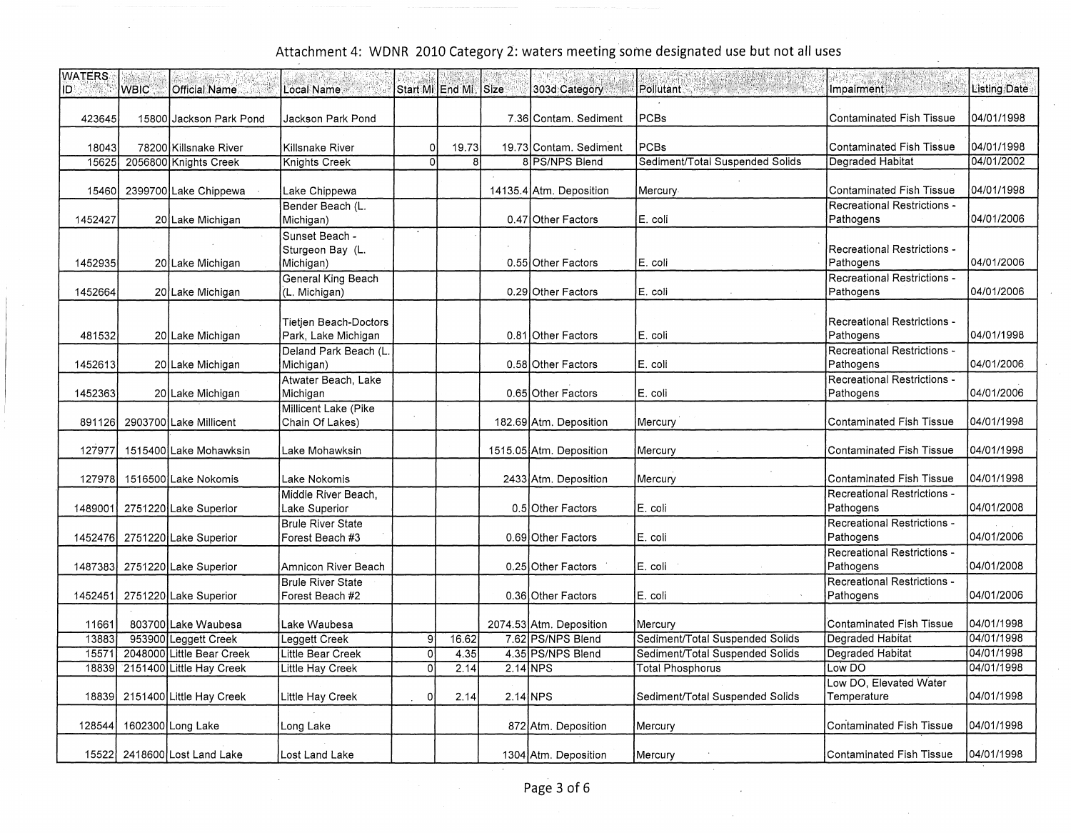# Attachment 4: WDNR 2010 Category 2: waters meeting some designated use but not all uses

| WATERS ID | WBIC | Official Name | Local Name | Start Mi | End Mi | Size | 303d Category | Pollutant | Impairment | Listing Date |
|---|---|---|---|---|---|---|---|---|---|---|
| 423645 | 15800 | Jackson Park Pond | Jackson Park Pond | | | 7.36 | Contam. Sediment | PCBs | Contaminated Fish Tissue | 04/01/1998 |
| 18043 | 78200 | Killsnake River | Killsnake River | 0 | 19.73 | 19.73 | Contam. Sediment | PCBs | Contaminated Fish Tissue | 04/01/1998 |
| 15625 | 2056800 | Knights Creek | Knights Creek | 0 | 8 | 8 | PS/NPS Blend | Sediment/Total Suspended Solids | Degraded Habitat | 04/01/2002 |
| 15460 | 2399700 | Lake Chippewa | Lake Chippewa | | | 14135.4 | Atm. Deposition | Mercury | Contaminated Fish Tissue | 04/01/1998 |
| 1452427 | 20 | Lake Michigan | Bender Beach (L. Michigan) | | | 0.47 | Other Factors | E. coli | Recreational Restrictions - Pathogens | 04/01/2006 |
| 1452935 | 20 | Lake Michigan | Sunset Beach - Sturgeon Bay (L. Michigan) | | | 0.55 | Other Factors | E. coli | Recreational Restrictions - Pathogens | 04/01/2006 |
| 1452664 | 20 | Lake Michigan | General King Beach (L. Michigan) | | | 0.29 | Other Factors | E. coli | Recreational Restrictions - Pathogens | 04/01/2006 |
| 481532 | 20 | Lake Michigan | Tietjen Beach-Doctors Park, Lake Michigan | | | 0.81 | Other Factors | E. coli | Recreational Restrictions - Pathogens | 04/01/1998 |
| 1452613 | 20 | Lake Michigan | Deland Park Beach (L. Michigan) | | | 0.58 | Other Factors | E. coli | Recreational Restrictions - Pathogens | 04/01/2006 |
| 1452363 | 20 | Lake Michigan | Atwater Beach, Lake Michigan | | | 0.65 | Other Factors | E. coli | Recreational Restrictions - Pathogens | 04/01/2006 |
| 891126 | 2903700 | Lake Millicent | Millicent Lake (Pike Chain Of Lakes) | | | 182.69 | Atm. Deposition | Mercury | Contaminated Fish Tissue | 04/01/1998 |
| 127977 | 1515400 | Lake Mohawksin | Lake Mohawksin | | | 1515.05 | Atm. Deposition | Mercury | Contaminated Fish Tissue | 04/01/1998 |
| 127978 | 1516500 | Lake Nokomis | Lake Nokomis | | | 2433 | Atm. Deposition | Mercury | Contaminated Fish Tissue | 04/01/1998 |
| 1489001 | 2751220 | Lake Superior | Middle River Beach, Lake Superior | | | 0.5 | Other Factors | E. coli | Recreational Restrictions - Pathogens | 04/01/2008 |
| 1452476 | 2751220 | Lake Superior | Brule River State Forest Beach #3 | | | 0.69 | Other Factors | E. coli | Recreational Restrictions - Pathogens | 04/01/2006 |
| 1487383 | 2751220 | Lake Superior | Amnicon River Beach | | | 0.25 | Other Factors | E. coli | Recreational Restrictions - Pathogens | 04/01/2008 |
| 1452451 | 2751220 | Lake Superior | Brule River State Forest Beach #2 | | | 0.36 | Other Factors | E. coli | Recreational Restrictions - Pathogens | 04/01/2006 |
| 11661 | 803700 | Lake Waubesa | Lake Waubesa | | | 2074.53 | Atm. Deposition | Mercury | Contaminated Fish Tissue | 04/01/1998 |
| 13883 | 953900 | Leggett Creek | Leggett Creek | 9 | 16.62 | 7.62 | PS/NPS Blend | Sediment/Total Suspended Solids | Degraded Habitat | 04/01/1998 |
| 15571 | 2048000 | Little Bear Creek | Little Bear Creek | 0 | 4.35 | 4.35 | PS/NPS Blend | Sediment/Total Suspended Solids | Degraded Habitat | 04/01/1998 |
| 18839 | 2151400 | Little Hay Creek | Little Hay Creek | 0 | 2.14 | 2.14 | NPS | Total Phosphorus | Low DO | 04/01/1998 |
| 18839 | 2151400 | Little Hay Creek | Little Hay Creek | 0 | 2.14 | 2.14 | NPS | Sediment/Total Suspended Solids | Low DO, Elevated Water Temperature | 04/01/1998 |
| 128544 | 1602300 | Long Lake | Long Lake | | | 872 | Atm. Deposition | Mercury | Contaminated Fish Tissue | 04/01/1998 |
| 15522 | 2418600 | Lost Land Lake | Lost Land Lake | | | 1304 | Atm. Deposition | Mercury | Contaminated Fish Tissue | 04/01/1998 |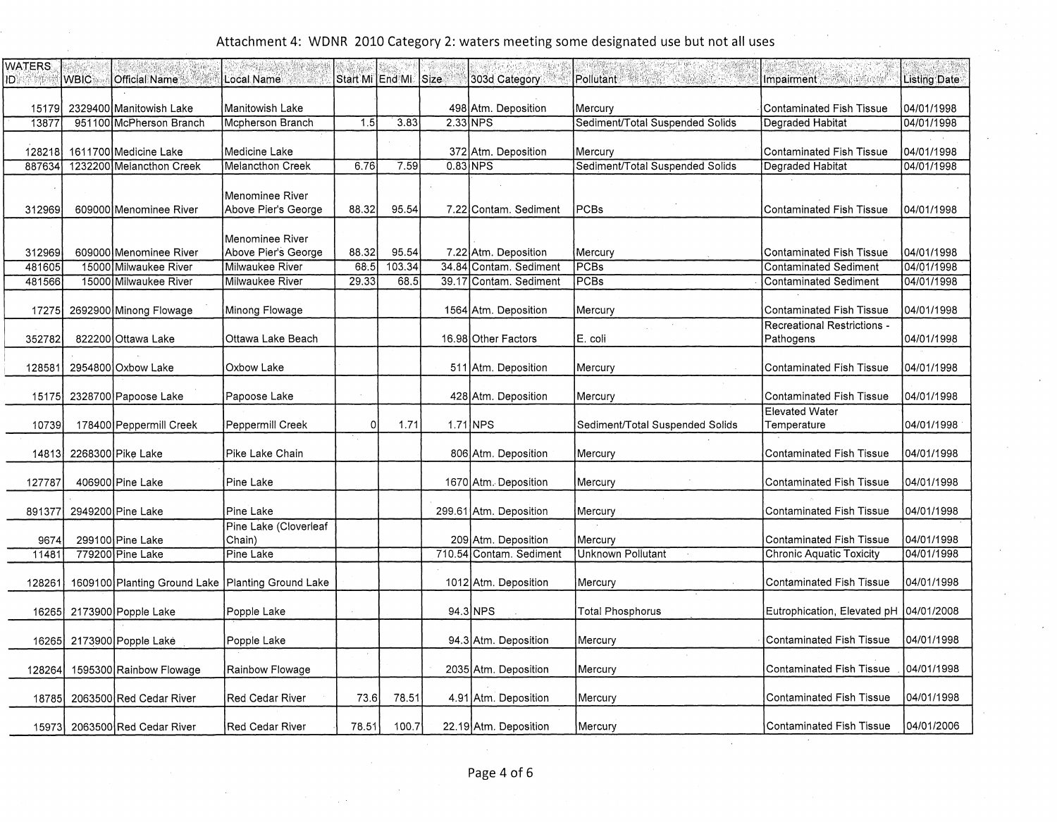Attachment 4: WDNR 2010 Category 2: waters meeting some designated use but not all uses

| WATERS ID | WBIC | Official Name | Local Name | Start Mi | End Mi | Size | 303d Category | Pollutant | Impairment | Listing Date |
|---|---|---|---|---|---|---|---|---|---|---|
| 15179 | 2329400 | Manitowish Lake | Manitowish Lake | | | 498 | Atm. Deposition | Mercury | Contaminated Fish Tissue | 04/01/1998 |
| 13877 | 951100 | McPherson Branch | Mcpherson Branch | 1.5 | 3.83 | 2.33 | NPS | Sediment/Total Suspended Solids | Degraded Habitat | 04/01/1998 |
| 128218 | 1611700 | Medicine Lake | Medicine Lake | | | 372 | Atm. Deposition | Mercury | Contaminated Fish Tissue | 04/01/1998 |
| 887634 | 1232200 | Melancthon Creek | Melancthon Creek | 6.76 | 7.59 | 0.83 | NPS | Sediment/Total Suspended Solids | Degraded Habitat | 04/01/1998 |
| 312969 | 609000 | Menominee River | Menominee River Above Pier's George | 88.32 | 95.54 | 7.22 | Contam. Sediment | PCBs | Contaminated Fish Tissue | 04/01/1998 |
| 312969 | 609000 | Menominee River | Menominee River Above Pier's George | 88.32 | 95.54 | 7.22 | Atm. Deposition | Mercury | Contaminated Fish Tissue | 04/01/1998 |
| 481605 | 15000 | Milwaukee River | Milwaukee River | 68.5 | 103.34 | 34.84 | Contam. Sediment | PCBs | Contaminated Sediment | 04/01/1998 |
| 481566 | 15000 | Milwaukee River | Milwaukee River | 29.33 | 68.5 | 39.17 | Contam. Sediment | PCBs | Contaminated Sediment | 04/01/1998 |
| 17275 | 2692900 | Minong Flowage | Minong Flowage | | | 1564 | Atm. Deposition | Mercury | Contaminated Fish Tissue | 04/01/1998 |
| 352782 | 822200 | Ottawa Lake | Ottawa Lake Beach | | | 16.98 | Other Factors | E. coli | Recreational Restrictions - Pathogens | 04/01/1998 |
| 128581 | 2954800 | Oxbow Lake | Oxbow Lake | | | 511 | Atm. Deposition | Mercury | Contaminated Fish Tissue | 04/01/1998 |
| 15175 | 2328700 | Papoose Lake | Papoose Lake | | | 428 | Atm. Deposition | Mercury | Contaminated Fish Tissue | 04/01/1998 |
| 10739 | 178400 | Peppermill Creek | Peppermill Creek | 0 | 1.71 | 1.71 | NPS | Sediment/Total Suspended Solids | Elevated Water Temperature | 04/01/1998 |
| 14813 | 2268300 | Pike Lake | Pike Lake Chain | | | 806 | Atm. Deposition | Mercury | Contaminated Fish Tissue | 04/01/1998 |
| 127787 | 406900 | Pine Lake | Pine Lake | | | 1670 | Atm. Deposition | Mercury | Contaminated Fish Tissue | 04/01/1998 |
| 891377 | 2949200 | Pine Lake | Pine Lake | | | 299.61 | Atm. Deposition | Mercury | Contaminated Fish Tissue | 04/01/1998 |
| 9674 | 299100 | Pine Lake | Pine Lake (Cloverleaf Chain) | | | 209 | Atm. Deposition | Mercury | Contaminated Fish Tissue | 04/01/1998 |
| 11481 | 779200 | Pine Lake | Pine Lake | | | 710.54 | Contam. Sediment | Unknown Pollutant | Chronic Aquatic Toxicity | 04/01/1998 |
| 128261 | 1609100 | Planting Ground Lake | Planting Ground Lake | | | 1012 | Atm. Deposition | Mercury | Contaminated Fish Tissue | 04/01/1998 |
| 16265 | 2173900 | Popple Lake | Popple Lake | | | 94.3 | NPS | Total Phosphorus | Eutrophication, Elevated pH | 04/01/2008 |
| 16265 | 2173900 | Popple Lake | Popple Lake | | | 94.3 | Atm. Deposition | Mercury | Contaminated Fish Tissue | 04/01/1998 |
| 128264 | 1595300 | Rainbow Flowage | Rainbow Flowage | | | 2035 | Atm. Deposition | Mercury | Contaminated Fish Tissue | 04/01/1998 |
| 18785 | 2063500 | Red Cedar River | Red Cedar River | 73.6 | 78.51 | 4.91 | Atm. Deposition | Mercury | Contaminated Fish Tissue | 04/01/1998 |
| 15973 | 2063500 | Red Cedar River | Red Cedar River | 78.51 | 100.7 | 22.19 | Atm. Deposition | Mercury | Contaminated Fish Tissue | 04/01/2006 |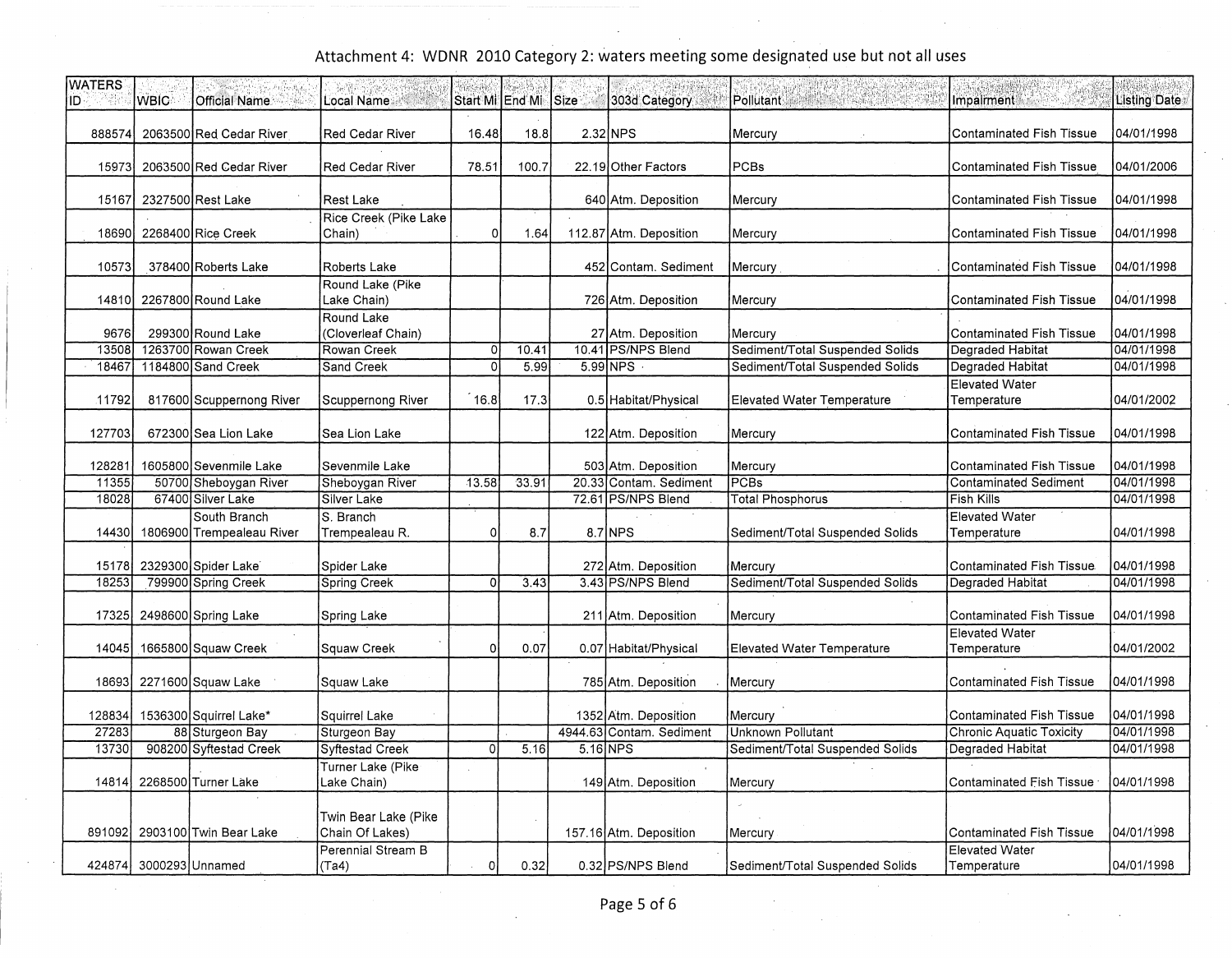Attachment 4: WDNR 2010 Category 2: waters meeting some designated use but not all uses

| WATERS ID | WBIC | Official Name | Local Name | Start Mi | End Mi | Size | 303d Category | Pollutant | Impairment | Listing Date |
|---|---|---|---|---|---|---|---|---|---|---|
| 888574 | 2063500 | Red Cedar River | Red Cedar River | 16.48 | 18.8 | 2.32 | NPS | Mercury | Contaminated Fish Tissue | 04/01/1998 |
| 15973 | 2063500 | Red Cedar River | Red Cedar River | 78.51 | 100.7 | 22.19 | Other Factors | PCBs | Contaminated Fish Tissue | 04/01/2006 |
| 15167 | 2327500 | Rest Lake | Rest Lake | | | 640 | Atm. Deposition | Mercury | Contaminated Fish Tissue | 04/01/1998 |
| 18690 | 2268400 | Rice Creek | Rice Creek (Pike Lake Chain) | 0 | 1.64 | 112.87 | Atm. Deposition | Mercury | Contaminated Fish Tissue | 04/01/1998 |
| 10573 | 378400 | Roberts Lake | Roberts Lake | | | 452 | Contam. Sediment | Mercury | Contaminated Fish Tissue | 04/01/1998 |
| 14810 | 2267800 | Round Lake | Round Lake (Pike Lake Chain) | | | 726 | Atm. Deposition | Mercury | Contaminated Fish Tissue | 04/01/1998 |
| 9676 | 299300 | Round Lake | Round Lake (Cloverleaf Chain) | | | 27 | Atm. Deposition | Mercury | Contaminated Fish Tissue | 04/01/1998 |
| 13508 | 1263700 | Rowan Creek | Rowan Creek | 0 | 10.41 | 10.41 | PS/NPS Blend | Sediment/Total Suspended Solids | Degraded Habitat | 04/01/1998 |
| 18467 | 1184800 | Sand Creek | Sand Creek | 0 | 5.99 | 5.99 | NPS | Sediment/Total Suspended Solids | Degraded Habitat | 04/01/1998 |
| 11792 | 817600 | Scuppernong River | Scuppernong River | 16.8 | 17.3 | 0.5 | Habitat/Physical | Elevated Water Temperature | Elevated Water Temperature | 04/01/2002 |
| 127703 | 672300 | Sea Lion Lake | Sea Lion Lake | | | 122 | Atm. Deposition | Mercury | Contaminated Fish Tissue | 04/01/1998 |
| 128281 | 1605800 | Sevenmile Lake | Sevenmile Lake | | | 503 | Atm. Deposition | Mercury | Contaminated Fish Tissue | 04/01/1998 |
| 11355 | 50700 | Sheboygan River | Sheboygan River | 13.58 | 33.91 | 20.33 | Contam. Sediment | PCBs | Contaminated Sediment | 04/01/1998 |
| 18028 | 67400 | Silver Lake | Silver Lake | | | 72.61 | PS/NPS Blend | Total Phosphorus | Fish Kills | 04/01/1998 |
| 14430 | 1806900 | South Branch Trempealeau River | S. Branch Trempealeau R. | 0 | 8.7 | 8.7 | NPS | Sediment/Total Suspended Solids | Elevated Water Temperature | 04/01/1998 |
| 15178 | 2329300 | Spider Lake | Spider Lake | | | 272 | Atm. Deposition | Mercury | Contaminated Fish Tissue | 04/01/1998 |
| 18253 | 799900 | Spring Creek | Spring Creek | 0 | 3.43 | 3.43 | PS/NPS Blend | Sediment/Total Suspended Solids | Degraded Habitat | 04/01/1998 |
| 17325 | 2498600 | Spring Lake | Spring Lake | | | 211 | Atm. Deposition | Mercury | Contaminated Fish Tissue | 04/01/1998 |
| 14045 | 1665800 | Squaw Creek | Squaw Creek | 0 | 0.07 | 0.07 | Habitat/Physical | Elevated Water Temperature | Elevated Water Temperature | 04/01/2002 |
| 18693 | 2271600 | Squaw Lake | Squaw Lake | | | 785 | Atm. Deposition | Mercury | Contaminated Fish Tissue | 04/01/1998 |
| 128834 | 1536300 | Squirrel Lake* | Squirrel Lake | | | 1352 | Atm. Deposition | Mercury | Contaminated Fish Tissue | 04/01/1998 |
| 27283 | 88 | Sturgeon Bay | Sturgeon Bay | | | 4944.63 | Contam. Sediment | Unknown Pollutant | Chronic Aquatic Toxicity | 04/01/1998 |
| 13730 | 908200 | Syftestad Creek | Syftestad Creek | 0 | 5.16 | 5.16 | NPS | Sediment/Total Suspended Solids | Degraded Habitat | 04/01/1998 |
| 14814 | 2268500 | Turner Lake | Turner Lake (Pike Lake Chain) | | | 149 | Atm. Deposition | Mercury | Contaminated Fish Tissue | 04/01/1998 |
| 891092 | 2903100 | Twin Bear Lake | Twin Bear Lake (Pike Chain Of Lakes) | | | 157.16 | Atm. Deposition | Mercury | Contaminated Fish Tissue | 04/01/1998 |
| 424874 | 3000293 | Unnamed | Perennial Stream B (Ta4) | 0 | 0.32 | 0.32 | PS/NPS Blend | Sediment/Total Suspended Solids | Elevated Water Temperature | 04/01/1998 |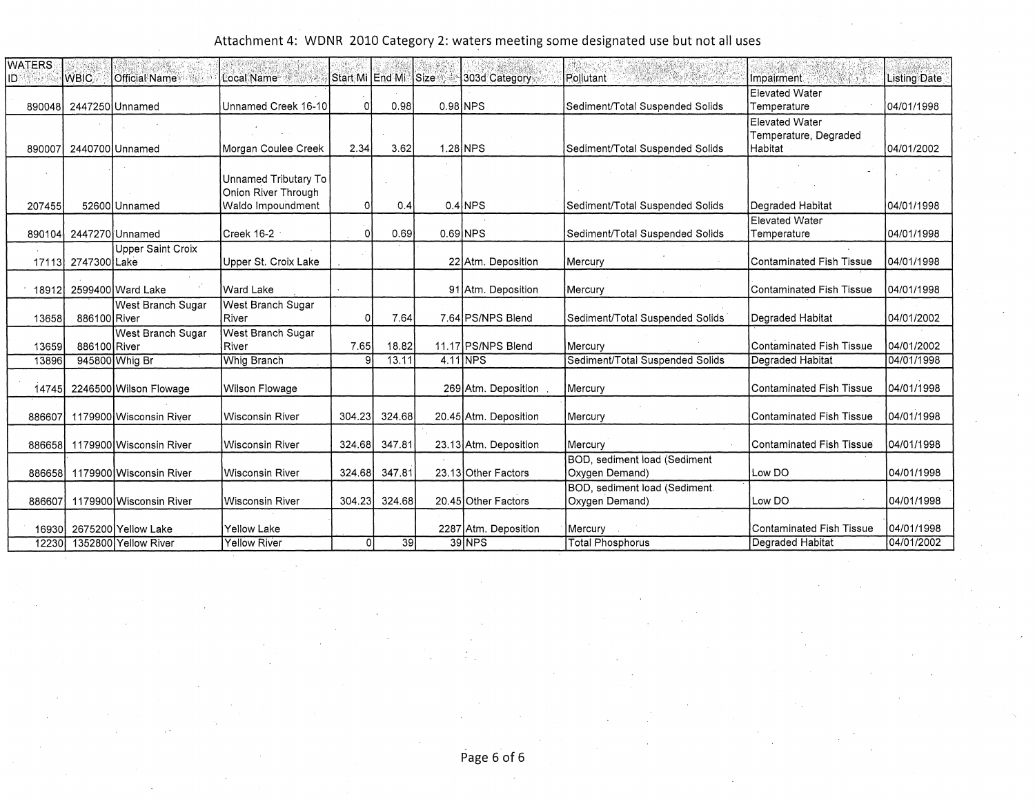Attachment 4: WDNR 2010 Category 2: waters meeting some designated use but not all uses

| WATERS ID | WBIC | Official Name | Local Name | Start Mi | End Mi | Size | 303d Category | Pollutant | Impairment | Listing Date |
|---|---|---|---|---|---|---|---|---|---|---|
| 890048 | 2447250 | Unnamed | Unnamed Creek 16-10 | 0 | 0.98 | 0.98 | NPS | Sediment/Total Suspended Solids | Elevated Water Temperature | 04/01/1998 |
| 890007 | 2440700 | Unnamed | Morgan Coulee Creek | 2.34 | 3.62 | 1.28 | NPS | Sediment/Total Suspended Solids | Elevated Water Temperature, Degraded Habitat | 04/01/2002 |
| 207455 | 52600 | Unnamed | Unnamed Tributary To Onion River Through Waldo Impoundment | 0 | 0.4 | 0.4 | NPS | Sediment/Total Suspended Solids | Degraded Habitat | 04/01/1998 |
| 890104 | 2447270 | Unnamed | Creek 16-2 | 0 | 0.69 | 0.69 | NPS | Sediment/Total Suspended Solids | Elevated Water Temperature | 04/01/1998 |
| 17113 | 2747300 | Upper Saint Croix Lake | Upper St. Croix Lake | | | 22 | Atm. Deposition | Mercury | Contaminated Fish Tissue | 04/01/1998 |
| 18912 | 2599400 | Ward Lake | Ward Lake | | | 91 | Atm. Deposition | Mercury | Contaminated Fish Tissue | 04/01/1998 |
| 13658 | 886100 | West Branch Sugar River | West Branch Sugar River | 0 | 7.64 | 7.64 | PS/NPS Blend | Sediment/Total Suspended Solids | Degraded Habitat | 04/01/2002 |
| 13659 | 886100 | West Branch Sugar River | West Branch Sugar River | 7.65 | 18.82 | 11.17 | PS/NPS Blend | Mercury | Contaminated Fish Tissue | 04/01/2002 |
| 13896 | 945800 | Whig Br | Whig Branch | 9 | 13.11 | 4.11 | NPS | Sediment/Total Suspended Solids | Degraded Habitat | 04/01/1998 |
| 14745 | 2246500 | Wilson Flowage | Wilson Flowage | | | 269 | Atm. Deposition | Mercury | Contaminated Fish Tissue | 04/01/1998 |
| 886607 | 1179900 | Wisconsin River | Wisconsin River | 304.23 | 324.68 | 20.45 | Atm. Deposition | Mercury | Contaminated Fish Tissue | 04/01/1998 |
| 886658 | 1179900 | Wisconsin River | Wisconsin River | 324.68 | 347.81 | 23.13 | Atm. Deposition | Mercury | Contaminated Fish Tissue | 04/01/1998 |
| 886658 | 1179900 | Wisconsin River | Wisconsin River | 324.68 | 347.81 | 23.13 | Other Factors | BOD, sediment load (Sediment Oxygen Demand) | Low DO | 04/01/1998 |
| 886607 | 1179900 | Wisconsin River | Wisconsin River | 304.23 | 324.68 | 20.45 | Other Factors | BOD, sediment load (Sediment Oxygen Demand) | Low DO | 04/01/1998 |
| 16930 | 2675200 | Yellow Lake | Yellow Lake | | | 2287 | Atm. Deposition | Mercury | Contaminated Fish Tissue | 04/01/1998 |
| 12230 | 1352800 | Yellow River | Yellow River | 0 | 39 | 39 | NPS | Total Phosphorus | Degraded Habitat | 04/01/2002 |